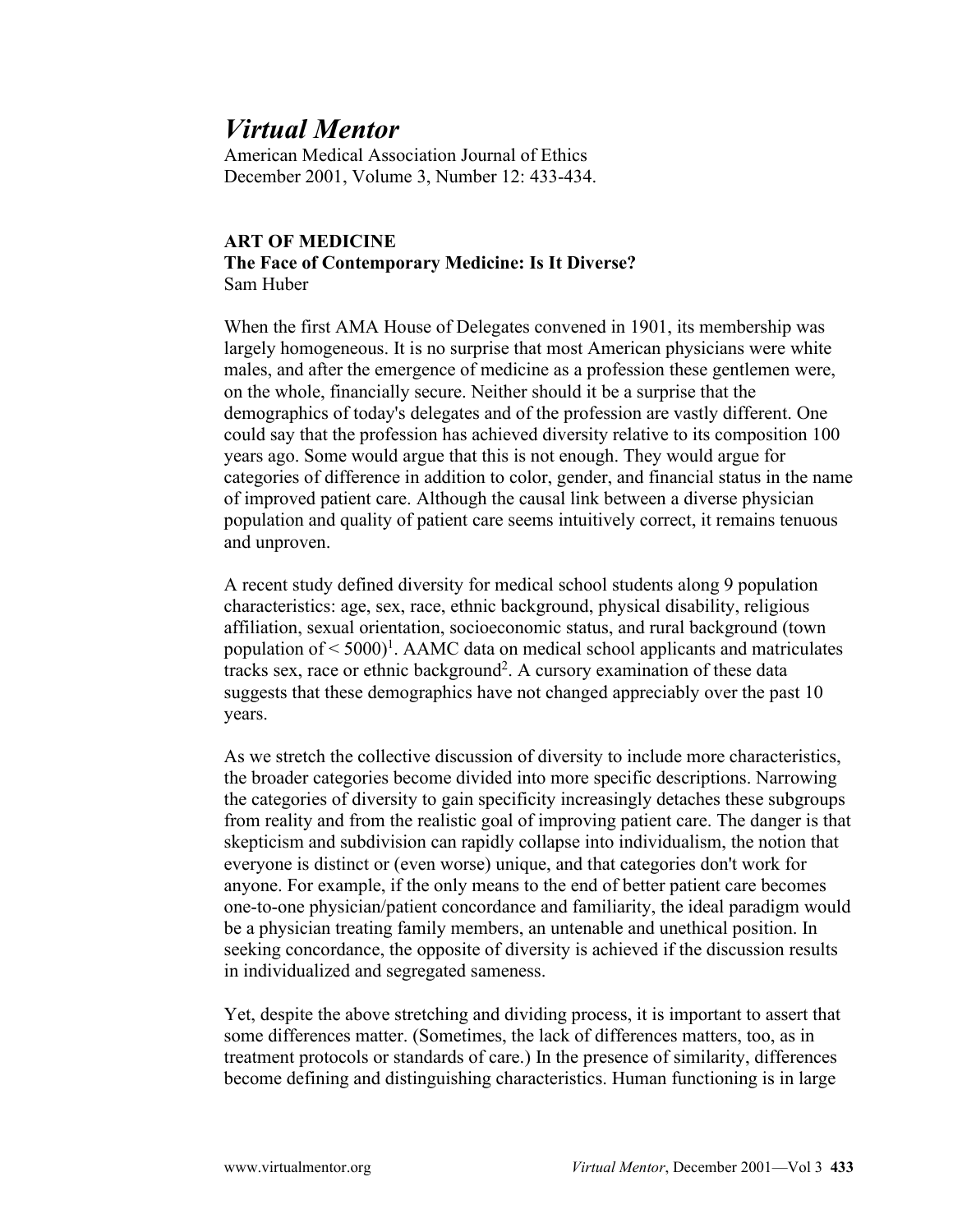# *Virtual Mentor*

American Medical Association Journal of Ethics
December 2001, Volume 3, Number 12: 433-434.

**ART OF MEDICINE**

**The Face of Contemporary Medicine: Is It Diverse?**

Sam Huber

When the first AMA House of Delegates convened in 1901, its membership was largely homogeneous. It is no surprise that most American physicians were white males, and after the emergence of medicine as a profession these gentlemen were, on the whole, financially secure. Neither should it be a surprise that the demographics of today's delegates and of the profession are vastly different. One could say that the profession has achieved diversity relative to its composition 100 years ago. Some would argue that this is not enough. They would argue for categories of difference in addition to color, gender, and financial status in the name of improved patient care. Although the causal link between a diverse physician population and quality of patient care seems intuitively correct, it remains tenuous and unproven.

A recent study defined diversity for medical school students along 9 population characteristics: age, sex, race, ethnic background, physical disability, religious affiliation, sexual orientation, socioeconomic status, and rural background (town population of < 5000)[1]. AAMC data on medical school applicants and matriculates tracks sex, race or ethnic background[2]. A cursory examination of these data suggests that these demographics have not changed appreciably over the past 10 years.

As we stretch the collective discussion of diversity to include more characteristics, the broader categories become divided into more specific descriptions. Narrowing the categories of diversity to gain specificity increasingly detaches these subgroups from reality and from the realistic goal of improving patient care. The danger is that skepticism and subdivision can rapidly collapse into individualism, the notion that everyone is distinct or (even worse) unique, and that categories don't work for anyone. For example, if the only means to the end of better patient care becomes one-to-one physician/patient concordance and familiarity, the ideal paradigm would be a physician treating family members, an untenable and unethical position. In seeking concordance, the opposite of diversity is achieved if the discussion results in individualized and segregated sameness.

Yet, despite the above stretching and dividing process, it is important to assert that some differences matter. (Sometimes, the lack of differences matters, too, as in treatment protocols or standards of care.) In the presence of similarity, differences become defining and distinguishing characteristics. Human functioning is in large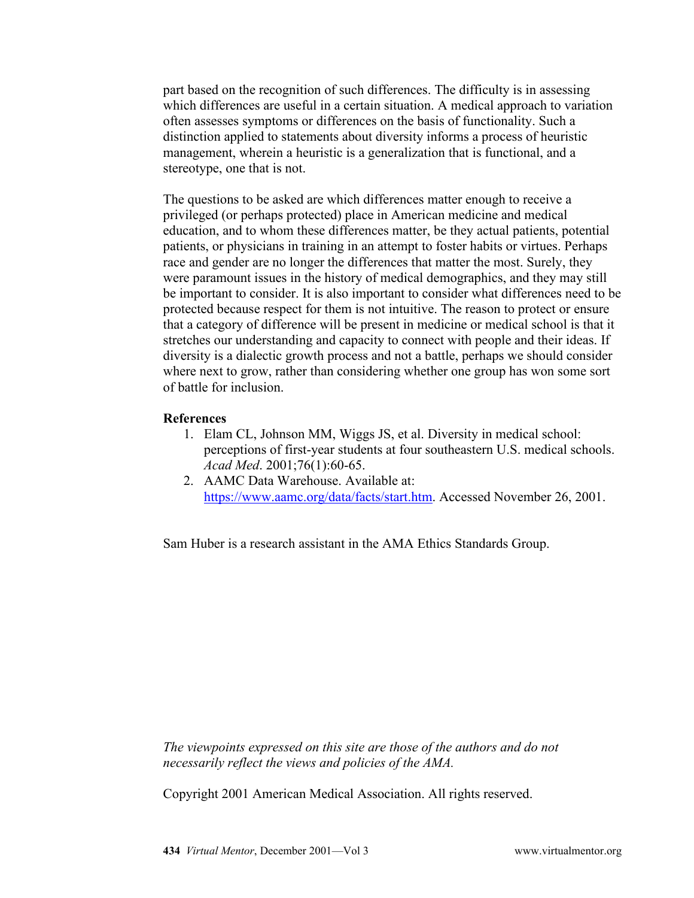part based on the recognition of such differences. The difficulty is in assessing which differences are useful in a certain situation. A medical approach to variation often assesses symptoms or differences on the basis of functionality. Such a distinction applied to statements about diversity informs a process of heuristic management, wherein a heuristic is a generalization that is functional, and a stereotype, one that is not.

The questions to be asked are which differences matter enough to receive a privileged (or perhaps protected) place in American medicine and medical education, and to whom these differences matter, be they actual patients, potential patients, or physicians in training in an attempt to foster habits or virtues. Perhaps race and gender are no longer the differences that matter the most. Surely, they were paramount issues in the history of medical demographics, and they may still be important to consider. It is also important to consider what differences need to be protected because respect for them is not intuitive. The reason to protect or ensure that a category of difference will be present in medicine or medical school is that it stretches our understanding and capacity to connect with people and their ideas. If diversity is a dialectic growth process and not a battle, perhaps we should consider where next to grow, rather than considering whether one group has won some sort of battle for inclusion.

**References**

1. Elam CL, Johnson MM, Wiggs JS, et al. Diversity in medical school: perceptions of first-year students at four southeastern U.S. medical schools. *Acad Med*. 2001;76(1):60-65.
2. AAMC Data Warehouse. Available at: https://www.aamc.org/data/facts/start.htm. Accessed November 26, 2001.

Sam Huber is a research assistant in the AMA Ethics Standards Group.

*The viewpoints expressed on this site are those of the authors and do not necessarily reflect the views and policies of the AMA.*

Copyright 2001 American Medical Association. All rights reserved.